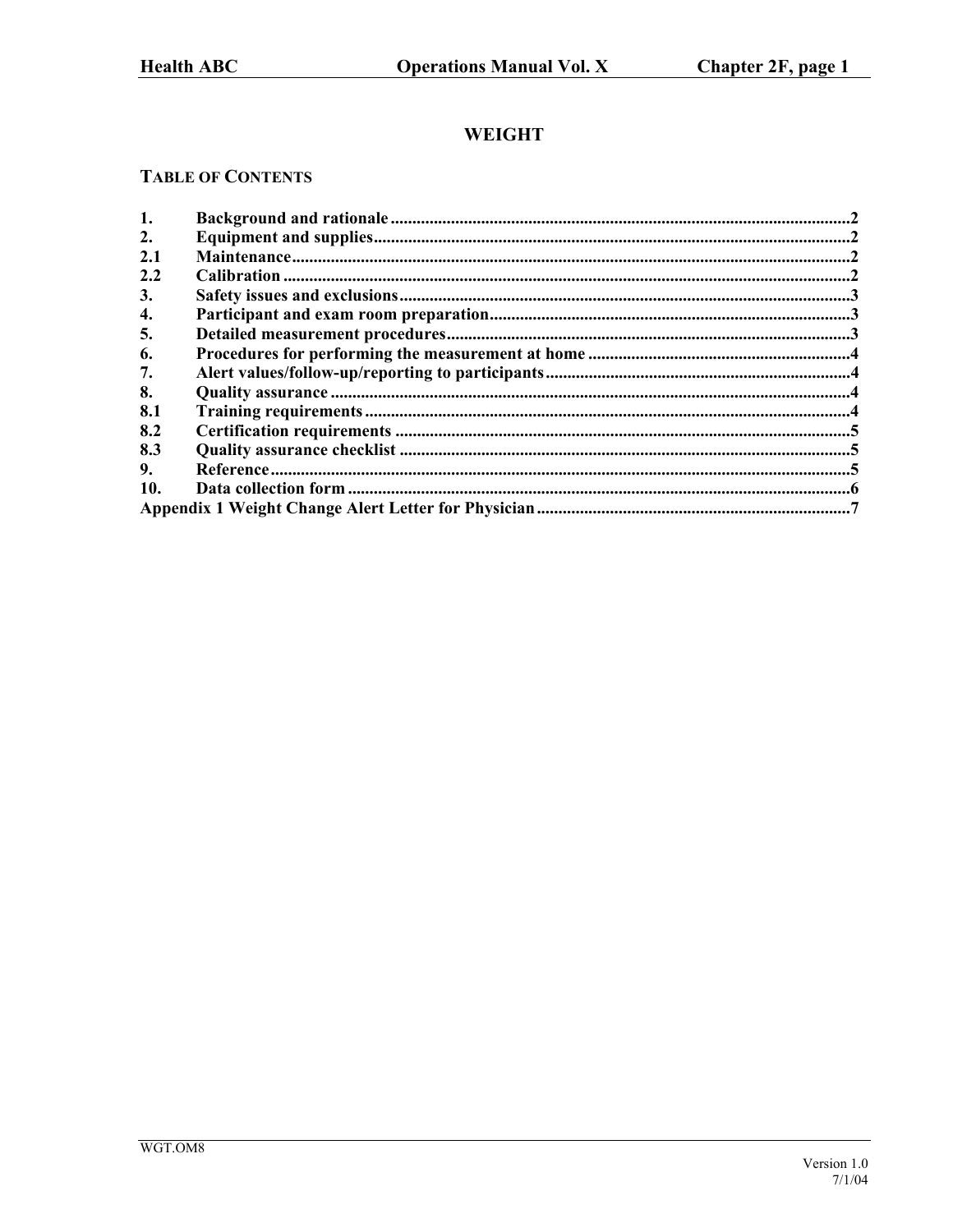# WEIGHT

## TABLE OF CONTENTS

| | | |
|---|---|---|
| 1. | Background and rationale | 2 |
| 2. | Equipment and supplies | 2 |
| 2.1 | Maintenance | 2 |
| 2.2 | Calibration | 2 |
| 3. | Safety issues and exclusions | 3 |
| 4. | Participant and exam room preparation | 3 |
| 5. | Detailed measurement procedures | 3 |
| 6. | Procedures for performing the measurement at home | 4 |
| 7. | Alert values/follow-up/reporting to participants | 4 |
| 8. | Quality assurance | 4 |
| 8.1 | Training requirements | 4 |
| 8.2 | Certification requirements | 5 |
| 8.3 | Quality assurance checklist | 5 |
| 9. | Reference | 5 |
| 10. | Data collection form | 6 |
| Appendix 1 | Weight Change Alert Letter for Physician | 7 |

WGT.OM8

Version 1.0
7/1/04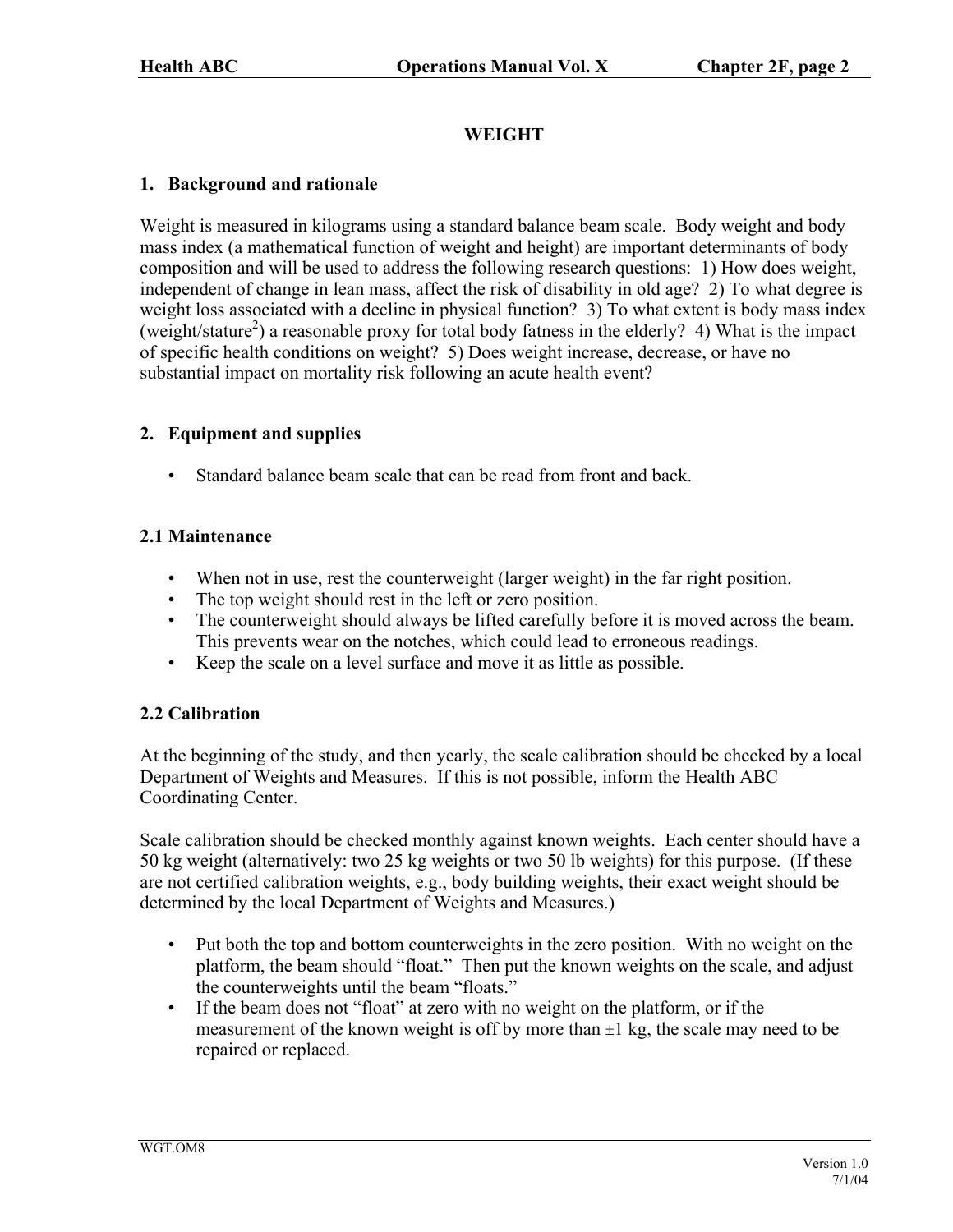# WEIGHT

## 1. Background and rationale

Weight is measured in kilograms using a standard balance beam scale. Body weight and body mass index (a mathematical function of weight and height) are important determinants of body composition and will be used to address the following research questions: 1) How does weight, independent of change in lean mass, affect the risk of disability in old age? 2) To what degree is weight loss associated with a decline in physical function? 3) To what extent is body mass index (weight/stature$^2$) a reasonable proxy for total body fatness in the elderly? 4) What is the impact of specific health conditions on weight? 5) Does weight increase, decrease, or have no substantial impact on mortality risk following an acute health event?

## 2. Equipment and supplies

- Standard balance beam scale that can be read from front and back.

### 2.1 Maintenance

- When not in use, rest the counterweight (larger weight) in the far right position.
- The top weight should rest in the left or zero position.
- The counterweight should always be lifted carefully before it is moved across the beam. This prevents wear on the notches, which could lead to erroneous readings.
- Keep the scale on a level surface and move it as little as possible.

### 2.2 Calibration

At the beginning of the study, and then yearly, the scale calibration should be checked by a local Department of Weights and Measures. If this is not possible, inform the Health ABC Coordinating Center.

Scale calibration should be checked monthly against known weights. Each center should have a 50 kg weight (alternatively: two 25 kg weights or two 50 lb weights) for this purpose. (If these are not certified calibration weights, e.g., body building weights, their exact weight should be determined by the local Department of Weights and Measures.)

- Put both the top and bottom counterweights in the zero position. With no weight on the platform, the beam should "float." Then put the known weights on the scale, and adjust the counterweights until the beam "floats."
- If the beam does not "float" at zero with no weight on the platform, or if the measurement of the known weight is off by more than ±1 kg, the scale may need to be repaired or replaced.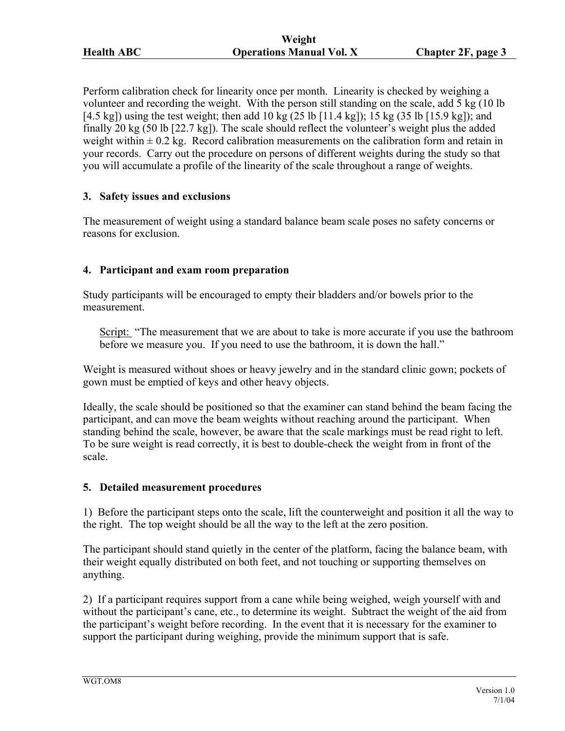Perform calibration check for linearity once per month. Linearity is checked by weighing a volunteer and recording the weight. With the person still standing on the scale, add 5 kg (10 lb [4.5 kg]) using the test weight; then add 10 kg (25 lb [11.4 kg]); 15 kg (35 lb [15.9 kg]); and finally 20 kg (50 lb [22.7 kg]). The scale should reflect the volunteer's weight plus the added weight within ± 0.2 kg. Record calibration measurements on the calibration form and retain in your records. Carry out the procedure on persons of different weights during the study so that you will accumulate a profile of the linearity of the scale throughout a range of weights.

## 3. Safety issues and exclusions

The measurement of weight using a standard balance beam scale poses no safety concerns or reasons for exclusion.

## 4. Participant and exam room preparation

Study participants will be encouraged to empty their bladders and/or bowels prior to the measurement.

> Script: "The measurement that we are about to take is more accurate if you use the bathroom before we measure you. If you need to use the bathroom, it is down the hall."

Weight is measured without shoes or heavy jewelry and in the standard clinic gown; pockets of gown must be emptied of keys and other heavy objects.

Ideally, the scale should be positioned so that the examiner can stand behind the beam facing the participant, and can move the beam weights without reaching around the participant. When standing behind the scale, however, be aware that the scale markings must be read right to left. To be sure weight is read correctly, it is best to double-check the weight from in front of the scale.

## 5. Detailed measurement procedures

1) Before the participant steps onto the scale, lift the counterweight and position it all the way to the right. The top weight should be all the way to the left at the zero position.

The participant should stand quietly in the center of the platform, facing the balance beam, with their weight equally distributed on both feet, and not touching or supporting themselves on anything.

2) If a participant requires support from a cane while being weighed, weigh yourself with and without the participant's cane, etc., to determine its weight. Subtract the weight of the aid from the participant's weight before recording. In the event that it is necessary for the examiner to support the participant during weighing, provide the minimum support that is safe.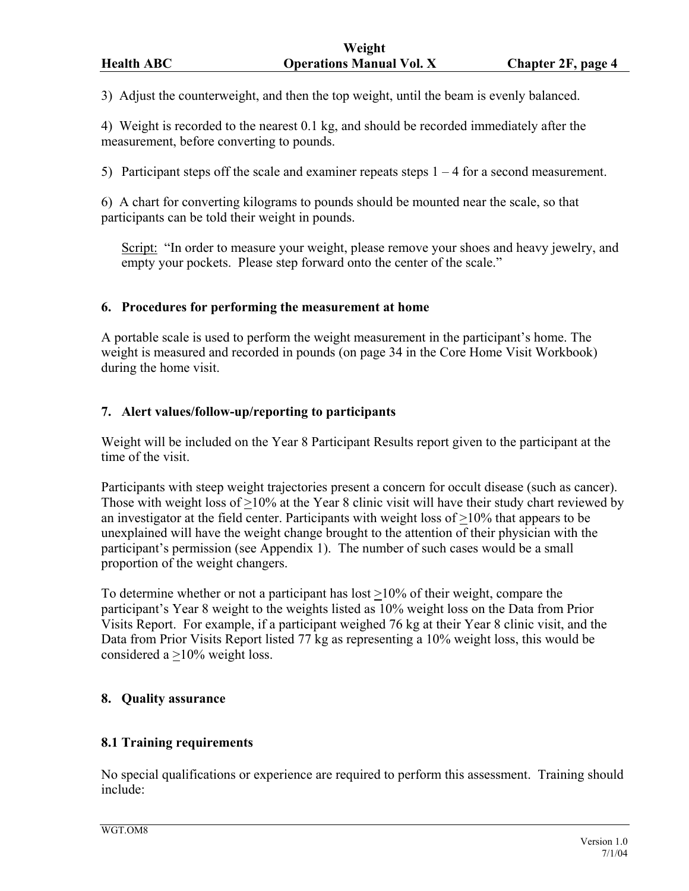3) Adjust the counterweight, and then the top weight, until the beam is evenly balanced.

4) Weight is recorded to the nearest 0.1 kg, and should be recorded immediately after the measurement, before converting to pounds.

5) Participant steps off the scale and examiner repeats steps 1 – 4 for a second measurement.

6) A chart for converting kilograms to pounds should be mounted near the scale, so that participants can be told their weight in pounds.

> Script: "In order to measure your weight, please remove your shoes and heavy jewelry, and empty your pockets. Please step forward onto the center of the scale."

### 6. Procedures for performing the measurement at home

A portable scale is used to perform the weight measurement in the participant's home. The weight is measured and recorded in pounds (on page 34 in the Core Home Visit Workbook) during the home visit.

### 7. Alert values/follow-up/reporting to participants

Weight will be included on the Year 8 Participant Results report given to the participant at the time of the visit.

Participants with steep weight trajectories present a concern for occult disease (such as cancer). Those with weight loss of ≥10% at the Year 8 clinic visit will have their study chart reviewed by an investigator at the field center. Participants with weight loss of ≥10% that appears to be unexplained will have the weight change brought to the attention of their physician with the participant's permission (see Appendix 1). The number of such cases would be a small proportion of the weight changers.

To determine whether or not a participant has lost ≥10% of their weight, compare the participant's Year 8 weight to the weights listed as 10% weight loss on the Data from Prior Visits Report. For example, if a participant weighed 76 kg at their Year 8 clinic visit, and the Data from Prior Visits Report listed 77 kg as representing a 10% weight loss, this would be considered a ≥10% weight loss.

### 8. Quality assurance

#### 8.1 Training requirements

No special qualifications or experience are required to perform this assessment. Training should include: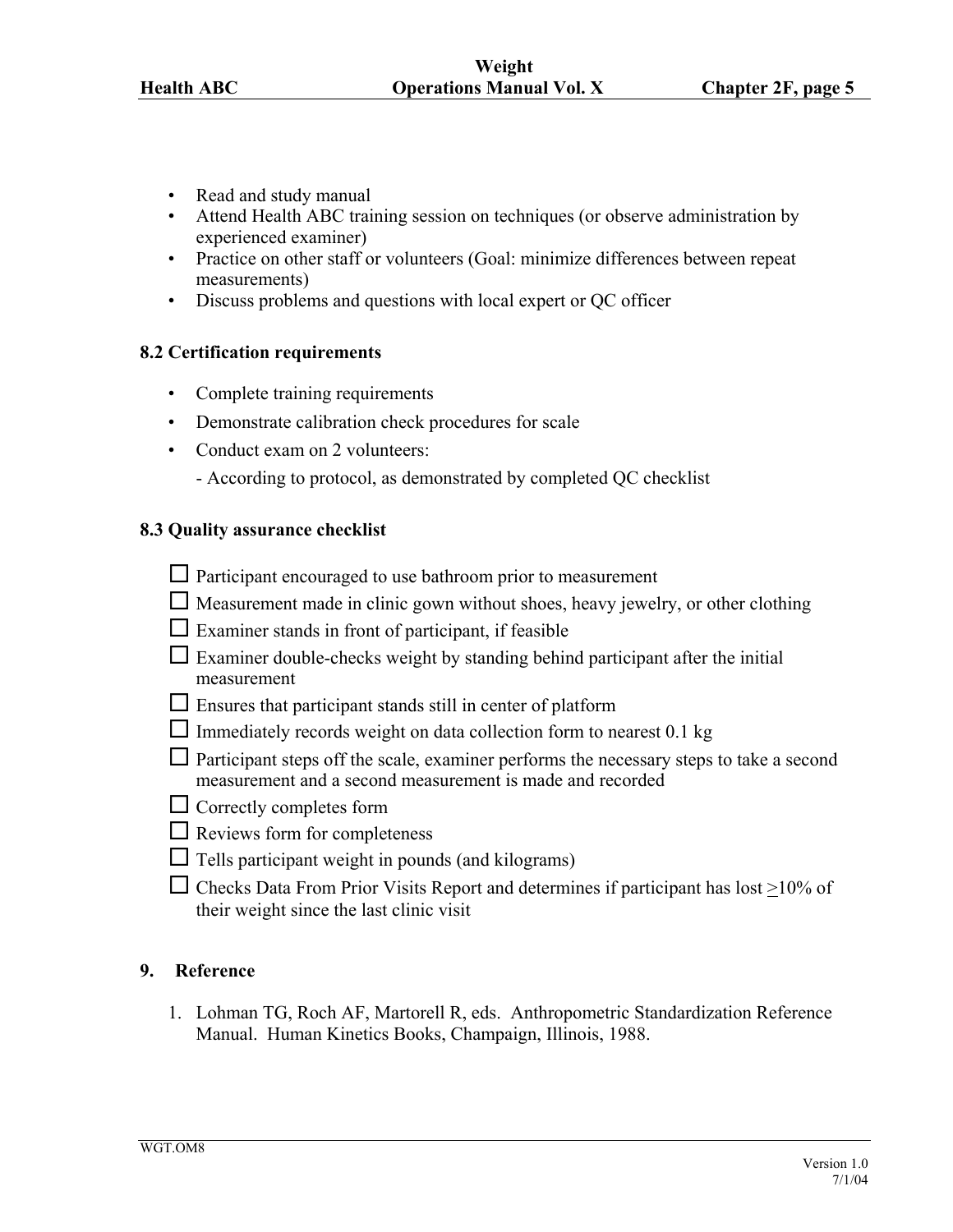- Read and study manual
- Attend Health ABC training session on techniques (or observe administration by experienced examiner)
- Practice on other staff or volunteers (Goal: minimize differences between repeat measurements)
- Discuss problems and questions with local expert or QC officer

### 8.2 Certification requirements

- Complete training requirements
- Demonstrate calibration check procedures for scale
- Conduct exam on 2 volunteers:
  - According to protocol, as demonstrated by completed QC checklist

### 8.3 Quality assurance checklist

- ☐ Participant encouraged to use bathroom prior to measurement
- ☐ Measurement made in clinic gown without shoes, heavy jewelry, or other clothing
- ☐ Examiner stands in front of participant, if feasible
- ☐ Examiner double-checks weight by standing behind participant after the initial measurement
- ☐ Ensures that participant stands still in center of platform
- ☐ Immediately records weight on data collection form to nearest 0.1 kg
- ☐ Participant steps off the scale, examiner performs the necessary steps to take a second measurement and a second measurement is made and recorded
- ☐ Correctly completes form
- ☐ Reviews form for completeness
- ☐ Tells participant weight in pounds (and kilograms)
- ☐ Checks Data From Prior Visits Report and determines if participant has lost ≥10% of their weight since the last clinic visit

## 9. Reference

1. Lohman TG, Roch AF, Martorell R, eds. Anthropometric Standardization Reference Manual. Human Kinetics Books, Champaign, Illinois, 1988.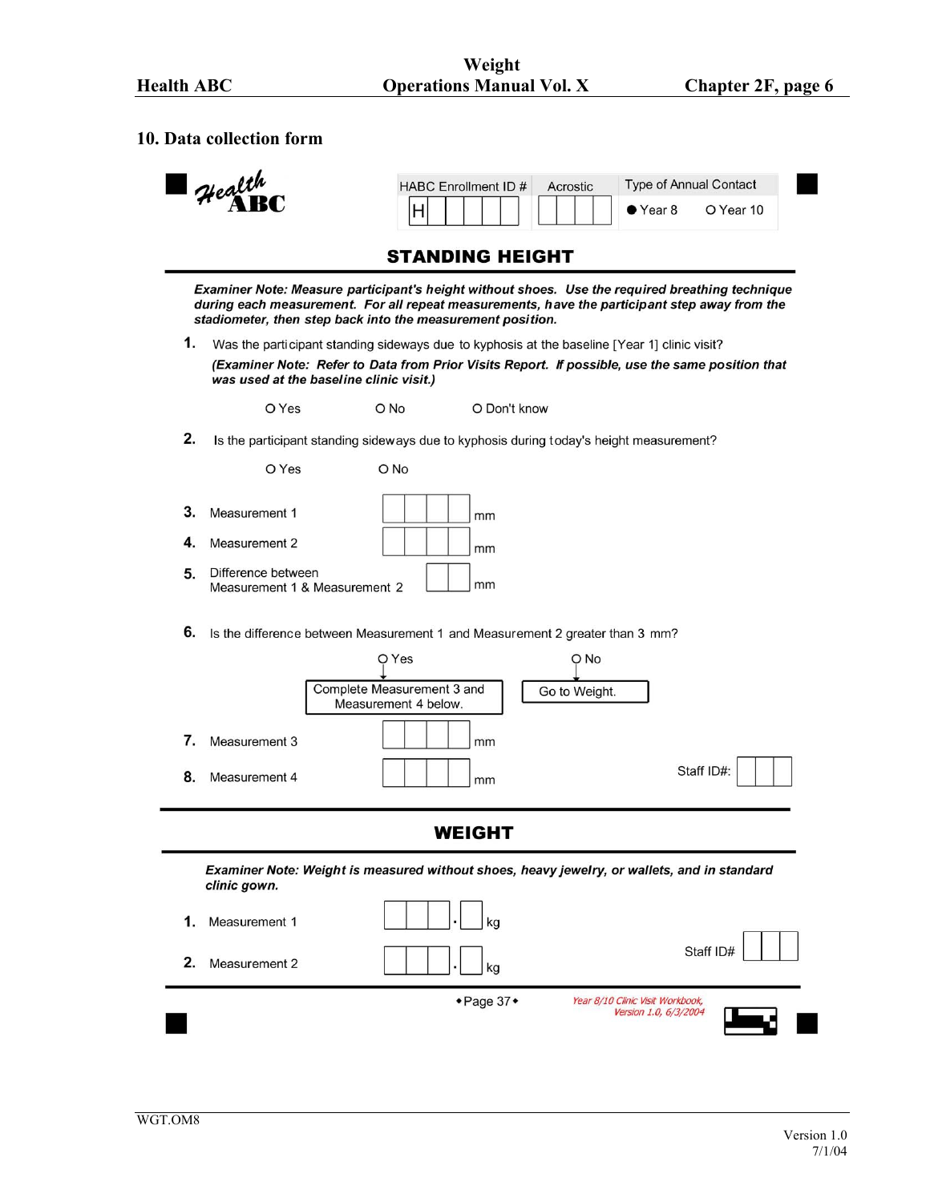## 10. Data collection form

**Health ABC**

| HABC Enrollment ID # | Acrostic | Type of Annual Contact |
|---|---|---|
| H | | ● Year 8 ○ Year 10 |

### STANDING HEIGHT

***Examiner Note: Measure participant's height without shoes. Use the required breathing technique during each measurement. For all repeat measurements, have the participant step away from the stadiometer, then step back into the measurement position.***

**1.** Was the participant standing sideways due to kyphosis at the baseline [Year 1] clinic visit?

***(Examiner Note: Refer to Data from Prior Visits Report. If possible, use the same position that was used at the baseline clinic visit.)***

○ Yes ○ No ○ Don't know

**2.** Is the participant standing sideways due to kyphosis during today's height measurement?

○ Yes ○ No

**3.** Measurement 1 ☐☐☐☐ mm

**4.** Measurement 2 ☐☐☐☐ mm

**5.** Difference between Measurement 1 & Measurement 2 ☐☐ mm

**6.** Is the difference between Measurement 1 and Measurement 2 greater than 3 mm?

○ Yes → Complete Measurement 3 and Measurement 4 below.

○ No → Go to Weight.

**7.** Measurement 3 ☐☐☐☐ mm

**8.** Measurement 4 ☐☐☐☐ mm

Staff ID#: ☐☐☐

### WEIGHT

***Examiner Note: Weight is measured without shoes, heavy jewelry, or wallets, and in standard clinic gown.***

**1.** Measurement 1 ☐☐☐.☐ kg

**2.** Measurement 2 ☐☐☐.☐ kg

Staff ID# ☐☐☐

◆Page 37◆

*Year 8/10 Clinic Visit Workbook, Version 1.0, 6/3/2004*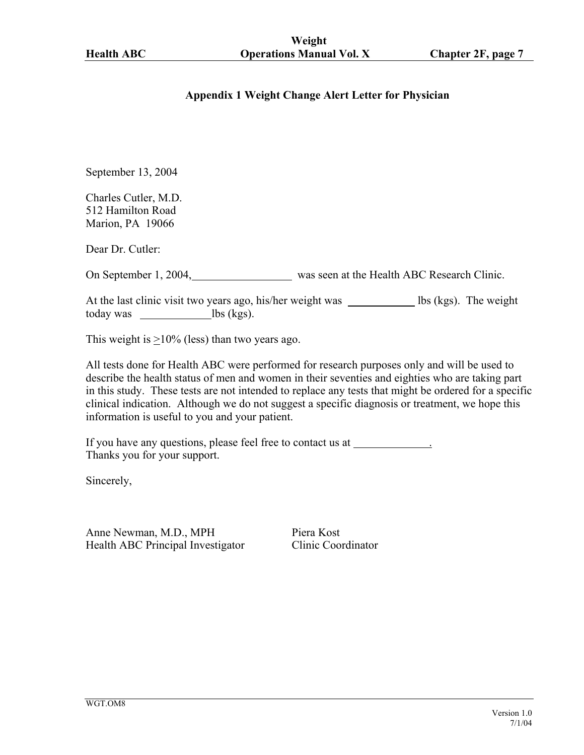## Appendix 1 Weight Change Alert Letter for Physician

September 13, 2004

Charles Cutler, M.D.
512 Hamilton Road
Marion, PA 19066

Dear Dr. Cutler:

On September 1, 2004, ________________ was seen at the Health ABC Research Clinic.

At the last clinic visit two years ago, his/her weight was ____________ lbs (kgs). The weight today was ____________ lbs (kgs).

This weight is ≥10% (less) than two years ago.

All tests done for Health ABC were performed for research purposes only and will be used to describe the health status of men and women in their seventies and eighties who are taking part in this study. These tests are not intended to replace any tests that might be ordered for a specific clinical indication. Although we do not suggest a specific diagnosis or treatment, we hope this information is useful to you and your patient.

If you have any questions, please feel free to contact us at ____________.
Thanks you for your support.

Sincerely,

Anne Newman, M.D., MPH
Health ABC Principal Investigator

Piera Kost
Clinic Coordinator

WGT.OM8

Version 1.0
7/1/04